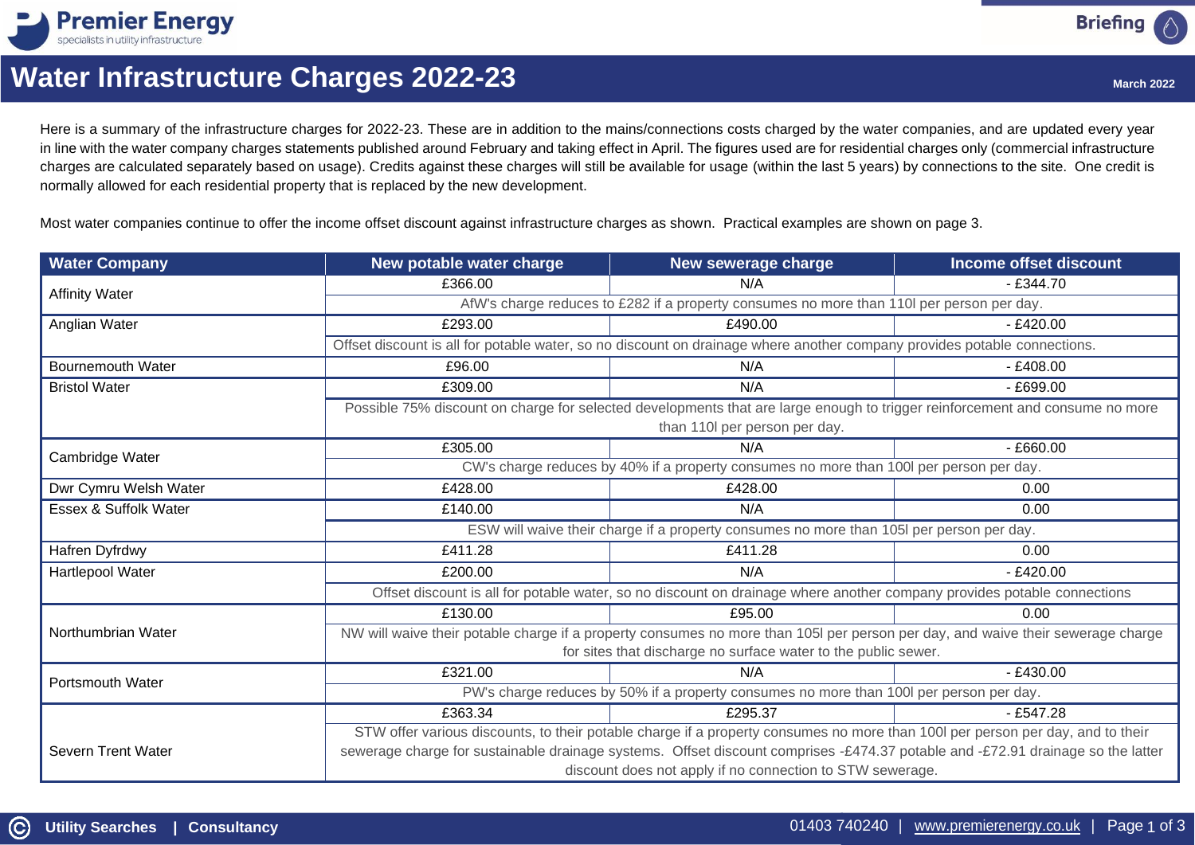# Water Infrastructure Charges 2022-23

March 2022

Here is a summary of the infrastructure charges for 2022-23. These are in addition to the mains/connections costs charged by the water companies, and are updated every year in line with the water company charges statements published around February and taking effect in April. The figures used are for residential charges only (commercial infrastructure charges are calculated separately based on usage). Credits against these charges will still be available for usage (within the last 5 years) by connections to the site. One credit is normally allowed for each residential property that is replaced by the new development.

Most water companies continue to offer the income offset discount against infrastructure charges as shown. Practical examples are shown on page 3.

| Water Company | New potable water charge | New sewerage charge | Income offset discount |
|---|---|---|---|
| Affinity Water | £366.00 | N/A | - £344.70 |
| | AfW's charge reduces to £282 if a property consumes no more than 110l per person per day. | | |
| Anglian Water | £293.00 | £490.00 | - £420.00 |
| | Offset discount is all for potable water, so no discount on drainage where another company provides potable connections. | | |
| Bournemouth Water | £96.00 | N/A | - £408.00 |
| Bristol Water | £309.00 | N/A | - £699.00 |
| | Possible 75% discount on charge for selected developments that are large enough to trigger reinforcement and consume no more than 110l per person per day. | | |
| Cambridge Water | £305.00 | N/A | - £660.00 |
| | CW's charge reduces by 40% if a property consumes no more than 100l per person per day. | | |
| Dwr Cymru Welsh Water | £428.00 | £428.00 | 0.00 |
| Essex & Suffolk Water | £140.00 | N/A | 0.00 |
| | ESW will waive their charge if a property consumes no more than 105l per person per day. | | |
| Hafren Dyfrdwy | £411.28 | £411.28 | 0.00 |
| Hartlepool Water | £200.00 | N/A | - £420.00 |
| | Offset discount is all for potable water, so no discount on drainage where another company provides potable connections | | |
| Northumbrian Water | £130.00 | £95.00 | 0.00 |
| | NW will waive their potable charge if a property consumes no more than 105l per person per day, and waive their sewerage charge for sites that discharge no surface water to the public sewer. | | |
| Portsmouth Water | £321.00 | N/A | - £430.00 |
| | PW's charge reduces by 50% if a property consumes no more than 100l per person per day. | | |
| Severn Trent Water | £363.34 | £295.37 | - £547.28 |
| | STW offer various discounts, to their potable charge if a property consumes no more than 100l per person per day, and to their sewerage charge for sustainable drainage systems. Offset discount comprises -£474.37 potable and -£72.91 drainage so the latter discount does not apply if no connection to STW sewerage. | | |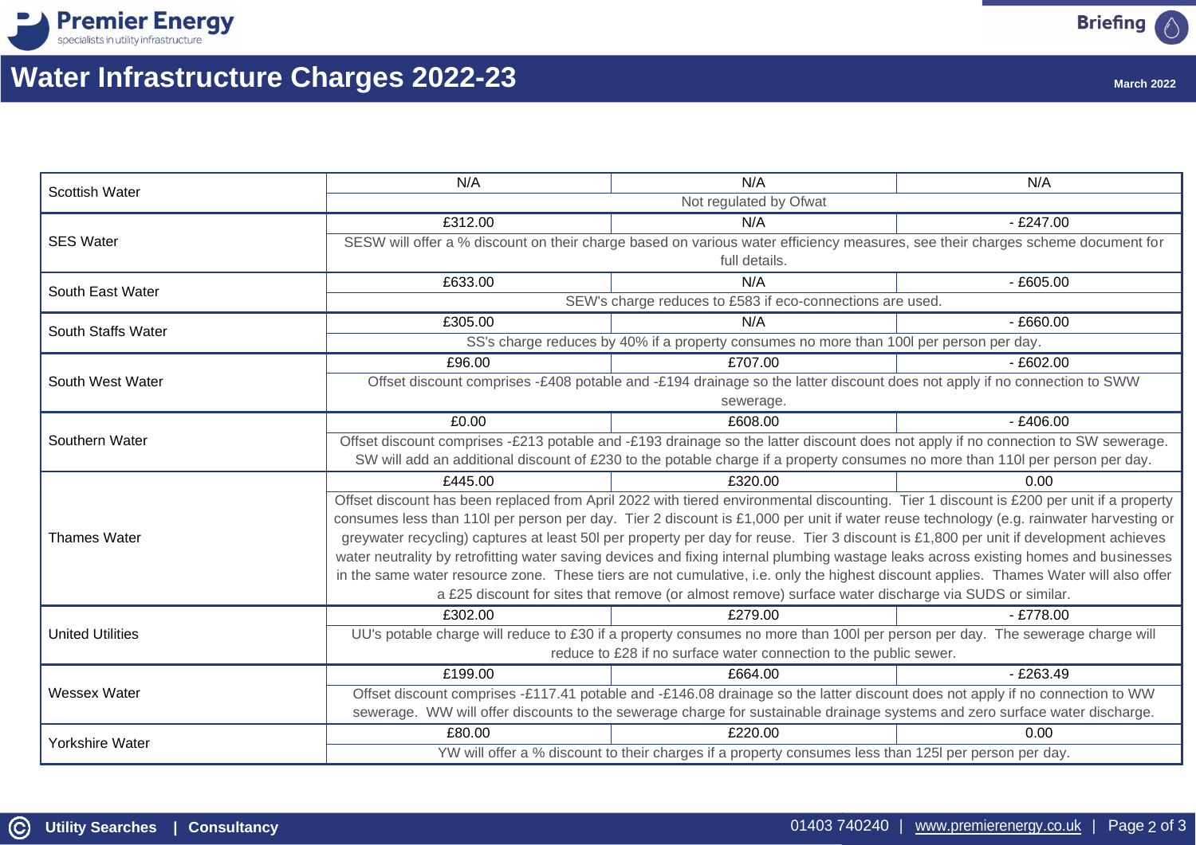# Water Infrastructure Charges 2022-23

March 2022

| | | | |
|---|---|---|---|
| Scottish Water | N/A | N/A | N/A |
| | Not regulated by Ofwat | | |
| SES Water | £312.00 | N/A | - £247.00 |
| | SESW will offer a % discount on their charge based on various water efficiency measures, see their charges scheme document for full details. | | |
| South East Water | £633.00 | N/A | - £605.00 |
| | SEW's charge reduces to £583 if eco-connections are used. | | |
| South Staffs Water | £305.00 | N/A | - £660.00 |
| | SS's charge reduces by 40% if a property consumes no more than 100l per person per day. | | |
| South West Water | £96.00 | £707.00 | - £602.00 |
| | Offset discount comprises -£408 potable and -£194 drainage so the latter discount does not apply if no connection to SWW sewerage. | | |
| Southern Water | £0.00 | £608.00 | - £406.00 |
| | Offset discount comprises -£213 potable and -£193 drainage so the latter discount does not apply if no connection to SW sewerage. SW will add an additional discount of £230 to the potable charge if a property consumes no more than 110l per person per day. | | |
| Thames Water | £445.00 | £320.00 | 0.00 |
| | Offset discount has been replaced from April 2022 with tiered environmental discounting. Tier 1 discount is £200 per unit if a property consumes less than 110l per person per day. Tier 2 discount is £1,000 per unit if water reuse technology (e.g. rainwater harvesting or greywater recycling) captures at least 50l per property per day for reuse. Tier 3 discount is £1,800 per unit if development achieves water neutrality by retrofitting water saving devices and fixing internal plumbing wastage leaks across existing homes and businesses in the same water resource zone. These tiers are not cumulative, i.e. only the highest discount applies. Thames Water will also offer a £25 discount for sites that remove (or almost remove) surface water discharge via SUDS or similar. | | |
| United Utilities | £302.00 | £279.00 | - £778.00 |
| | UU's potable charge will reduce to £30 if a property consumes no more than 100l per person per day. The sewerage charge will reduce to £28 if no surface water connection to the public sewer. | | |
| Wessex Water | £199.00 | £664.00 | - £263.49 |
| | Offset discount comprises -£117.41 potable and -£146.08 drainage so the latter discount does not apply if no connection to WW sewerage. WW will offer discounts to the sewerage charge for sustainable drainage systems and zero surface water discharge. | | |
| Yorkshire Water | £80.00 | £220.00 | 0.00 |
| | YW will offer a % discount to their charges if a property consumes less than 125l per person per day. | | |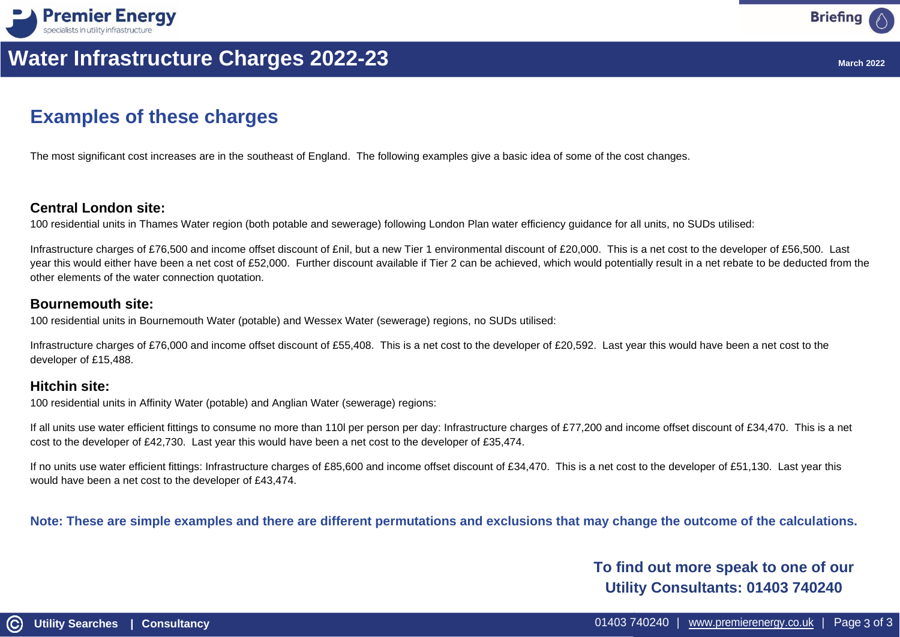# Water Infrastructure Charges 2022-23

## Examples of these charges

The most significant cost increases are in the southeast of England. The following examples give a basic idea of some of the cost changes.

### Central London site:

100 residential units in Thames Water region (both potable and sewerage) following London Plan water efficiency guidance for all units, no SUDs utilised:

Infrastructure charges of £76,500 and income offset discount of £nil, but a new Tier 1 environmental discount of £20,000. This is a net cost to the developer of £56,500. Last year this would either have been a net cost of £52,000. Further discount available if Tier 2 can be achieved, which would potentially result in a net rebate to be deducted from the other elements of the water connection quotation.

### Bournemouth site:

100 residential units in Bournemouth Water (potable) and Wessex Water (sewerage) regions, no SUDs utilised:

Infrastructure charges of £76,000 and income offset discount of £55,408. This is a net cost to the developer of £20,592. Last year this would have been a net cost to the developer of £15,488.

### Hitchin site:

100 residential units in Affinity Water (potable) and Anglian Water (sewerage) regions:

If all units use water efficient fittings to consume no more than 110l per person per day: Infrastructure charges of £77,200 and income offset discount of £34,470. This is a net cost to the developer of £42,730. Last year this would have been a net cost to the developer of £35,474.

If no units use water efficient fittings: Infrastructure charges of £85,600 and income offset discount of £34,470. This is a net cost to the developer of £51,130. Last year this would have been a net cost to the developer of £43,474.

**Note: These are simple examples and there are different permutations and exclusions that may change the outcome of the calculations.**

**To find out more speak to one of our Utility Consultants: 01403 740240**